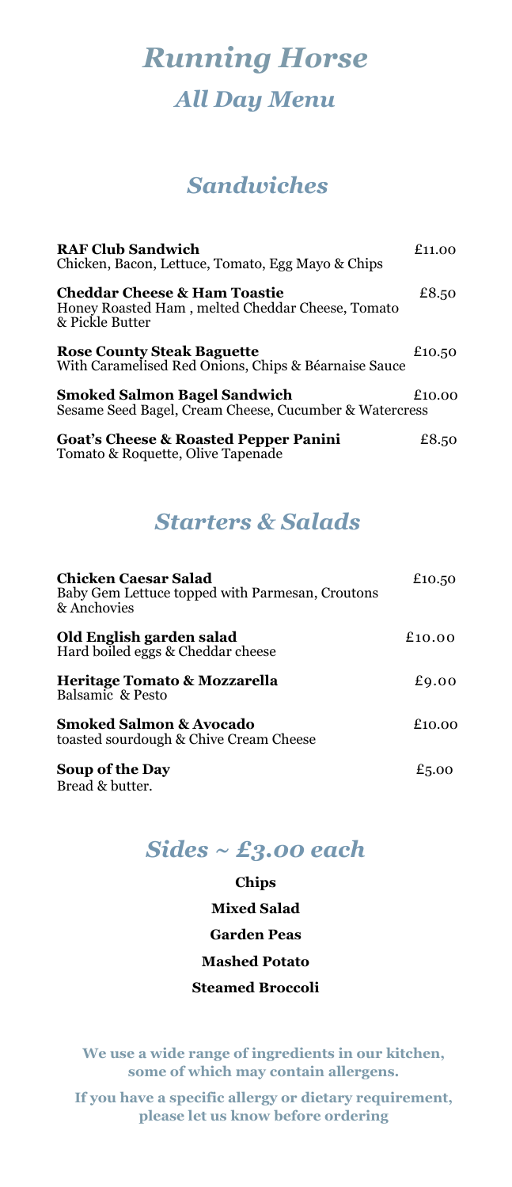# *Running Horse*

## *All Day Menu*

## *Sandwiches*

**RAF Club Sandwich** £11.00
Chicken, Bacon, Lettuce, Tomato, Egg Mayo & Chips

**Cheddar Cheese & Ham Toastie** £8.50
Honey Roasted Ham , melted Cheddar Cheese, Tomato & Pickle Butter

**Rose County Steak Baguette** £10.50
With Caramelised Red Onions, Chips & Béarnaise Sauce

**Smoked Salmon Bagel Sandwich** £10.00
Sesame Seed Bagel, Cream Cheese, Cucumber & Watercress

**Goat's Cheese & Roasted Pepper Panini** £8.50
Tomato & Roquette, Olive Tapenade

## *Starters & Salads*

**Chicken Caesar Salad** £10.50
Baby Gem Lettuce topped with Parmesan, Croutons & Anchovies

**Old English garden salad** £10.00
Hard boiled eggs & Cheddar cheese

**Heritage Tomato & Mozzarella** £9.00
Balsamic & Pesto

**Smoked Salmon & Avocado** £10.00
toasted sourdough & Chive Cream Cheese

**Soup of the Day** £5.00
Bread & butter.

## *Sides ~ £3.00 each*

**Chips**

**Mixed Salad**

**Garden Peas**

**Mashed Potato**

**Steamed Broccoli**

**We use a wide range of ingredients in our kitchen, some of which may contain allergens.**

**If you have a specific allergy or dietary requirement, please let us know before ordering**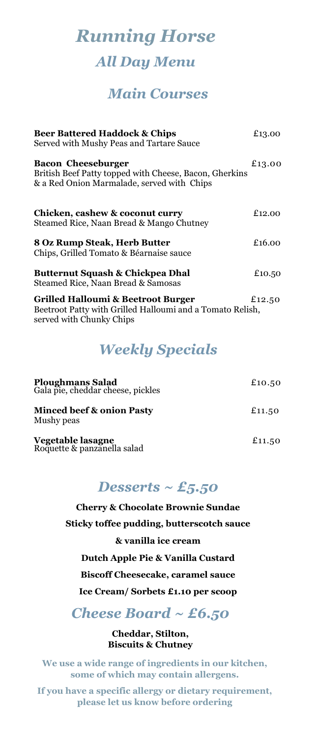# *Running Horse*

## *All Day Menu*

## *Main Courses*

| | |
|---|---|
| **Beer Battered Haddock & Chips**<br>Served with Mushy Peas and Tartare Sauce | £13.00 |
| **Bacon Cheeseburger**<br>British Beef Patty topped with Cheese, Bacon, Gherkins & a Red Onion Marmalade, served with Chips | £13.00 |
| **Chicken, cashew & coconut curry**<br>Steamed Rice, Naan Bread & Mango Chutney | £12.00 |
| **8 Oz Rump Steak, Herb Butter**<br>Chips, Grilled Tomato & Béarnaise sauce | £16.00 |
| **Butternut Squash & Chickpea Dhal**<br>Steamed Rice, Naan Bread & Samosas | £10.50 |
| **Grilled Halloumi & Beetroot Burger**<br>Beetroot Patty with Grilled Halloumi and a Tomato Relish, served with Chunky Chips | £12.50 |

## *Weekly Specials*

| | |
|---|---|
| **Ploughmans Salad**<br>Gala pie, cheddar cheese, pickles | £10.50 |
| **Minced beef & onion Pasty**<br>Mushy peas | £11.50 |
| **Vegetable lasagne**<br>Roquette & panzanella salad | £11.50 |

## *Desserts ~ £5.50*

**Cherry & Chocolate Brownie Sundae**

**Sticky toffee pudding, butterscotch sauce & vanilla ice cream**

**Dutch Apple Pie & Vanilla Custard**

**Biscoff Cheesecake, caramel sauce**

**Ice Cream/ Sorbets £1.10 per scoop**

## *Cheese Board ~ £6.50*

**Cheddar, Stilton,**
**Biscuits & Chutney**

**We use a wide range of ingredients in our kitchen, some of which may contain allergens.**

**If you have a specific allergy or dietary requirement, please let us know before ordering**